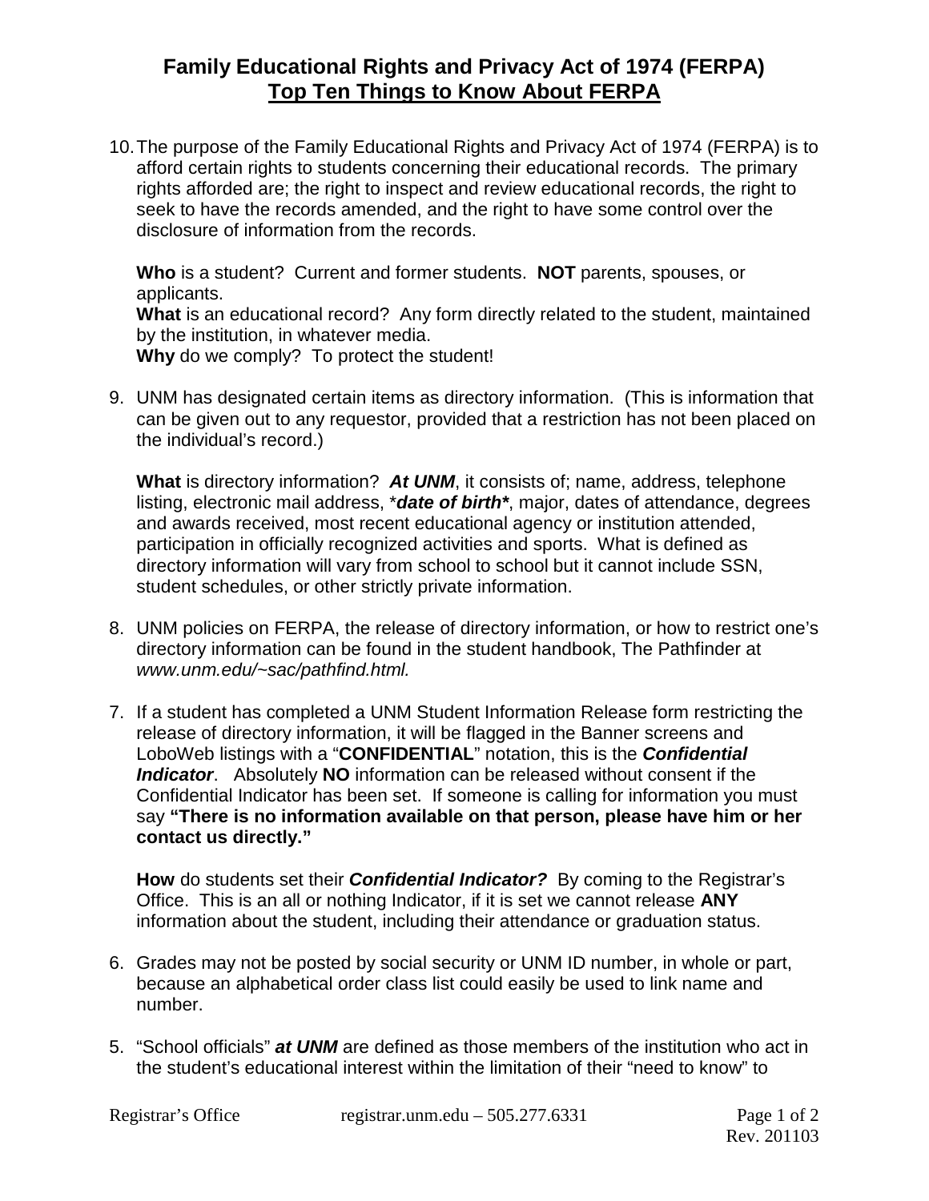# Family Educational Rights and Privacy Act of 1974 (FERPA)
## Top Ten Things to Know About FERPA

10. The purpose of the Family Educational Rights and Privacy Act of 1974 (FERPA) is to afford certain rights to students concerning their educational records. The primary rights afforded are; the right to inspect and review educational records, the right to seek to have the records amended, and the right to have some control over the disclosure of information from the records.

    **Who** is a student? Current and former students. **NOT** parents, spouses, or applicants.
    **What** is an educational record? Any form directly related to the student, maintained by the institution, in whatever media.
    **Why** do we comply? To protect the student!

9. UNM has designated certain items as directory information. (This is information that can be given out to any requestor, provided that a restriction has not been placed on the individual's record.)

   **What** is directory information? ***At UNM***, it consists of; name, address, telephone listing, electronic mail address, \****date of birth****, major, dates of attendance, degrees and awards received, most recent educational agency or institution attended, participation in officially recognized activities and sports. What is defined as directory information will vary from school to school but it cannot include SSN, student schedules, or other strictly private information.

8. UNM policies on FERPA, the release of directory information, or how to restrict one's directory information can be found in the student handbook, The Pathfinder at *www.unm.edu/~sac/pathfind.html.*

7. If a student has completed a UNM Student Information Release form restricting the release of directory information, it will be flagged in the Banner screens and LoboWeb listings with a "**CONFIDENTIAL**" notation, this is the ***Confidential Indicator***. Absolutely **NO** information can be released without consent if the Confidential Indicator has been set. If someone is calling for information you must say **"There is no information available on that person, please have him or her contact us directly."**

   **How** do students set their ***Confidential Indicator?*** By coming to the Registrar's Office. This is an all or nothing Indicator, if it is set we cannot release **ANY** information about the student, including their attendance or graduation status.

6. Grades may not be posted by social security or UNM ID number, in whole or part, because an alphabetical order class list could easily be used to link name and number.

5. "School officials" ***at UNM*** are defined as those members of the institution who act in the student's educational interest within the limitation of their "need to know" to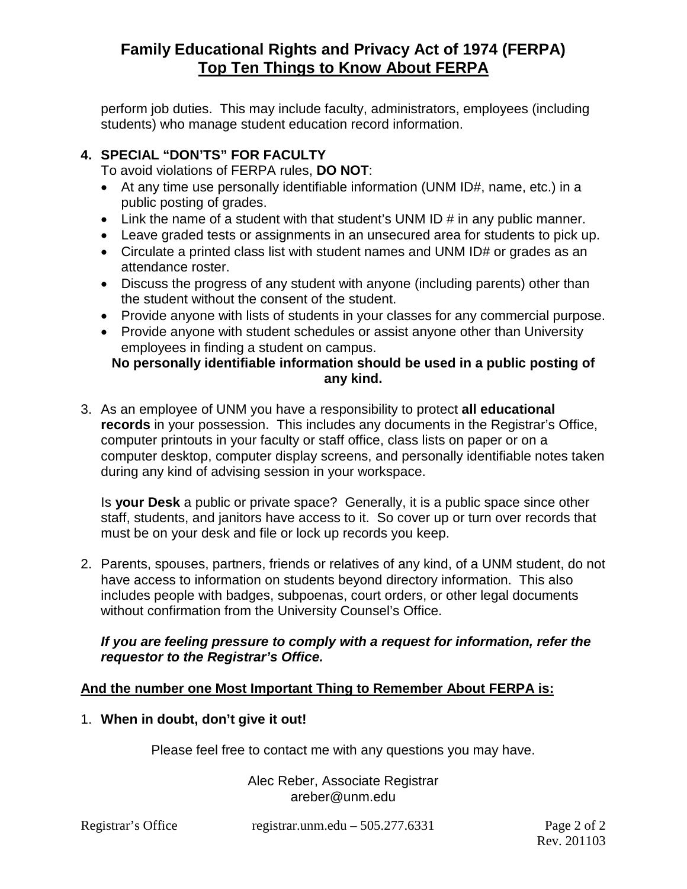# Family Educational Rights and Privacy Act of 1974 (FERPA)

## Top Ten Things to Know About FERPA

perform job duties. This may include faculty, administrators, employees (including students) who manage student education record information.

4. **SPECIAL "DON'TS" FOR FACULTY**

   To avoid violations of FERPA rules, **DO NOT**:

   - At any time use personally identifiable information (UNM ID#, name, etc.) in a public posting of grades.
   - Link the name of a student with that student's UNM ID # in any public manner.
   - Leave graded tests or assignments in an unsecured area for students to pick up.
   - Circulate a printed class list with student names and UNM ID# or grades as an attendance roster.
   - Discuss the progress of any student with anyone (including parents) other than the student without the consent of the student.
   - Provide anyone with lists of students in your classes for any commercial purpose.
   - Provide anyone with student schedules or assist anyone other than University employees in finding a student on campus.

   **No personally identifiable information should be used in a public posting of any kind.**

3. As an employee of UNM you have a responsibility to protect **all educational records** in your possession. This includes any documents in the Registrar's Office, computer printouts in your faculty or staff office, class lists on paper or on a computer desktop, computer display screens, and personally identifiable notes taken during any kind of advising session in your workspace.

   Is **your Desk** a public or private space? Generally, it is a public space since other staff, students, and janitors have access to it. So cover up or turn over records that must be on your desk and file or lock up records you keep.

2. Parents, spouses, partners, friends or relatives of any kind, of a UNM student, do not have access to information on students beyond directory information. This also includes people with badges, subpoenas, court orders, or other legal documents without confirmation from the University Counsel's Office.

   ***If you are feeling pressure to comply with a request for information, refer the requestor to the Registrar's Office.***

**And the number one Most Important Thing to Remember About FERPA is:**

1. **When in doubt, don't give it out!**

Please feel free to contact me with any questions you may have.

Alec Reber, Associate Registrar
areber@unm.edu

Registrar's Office registrar.unm.edu – 505.277.6331

Rev. 201103